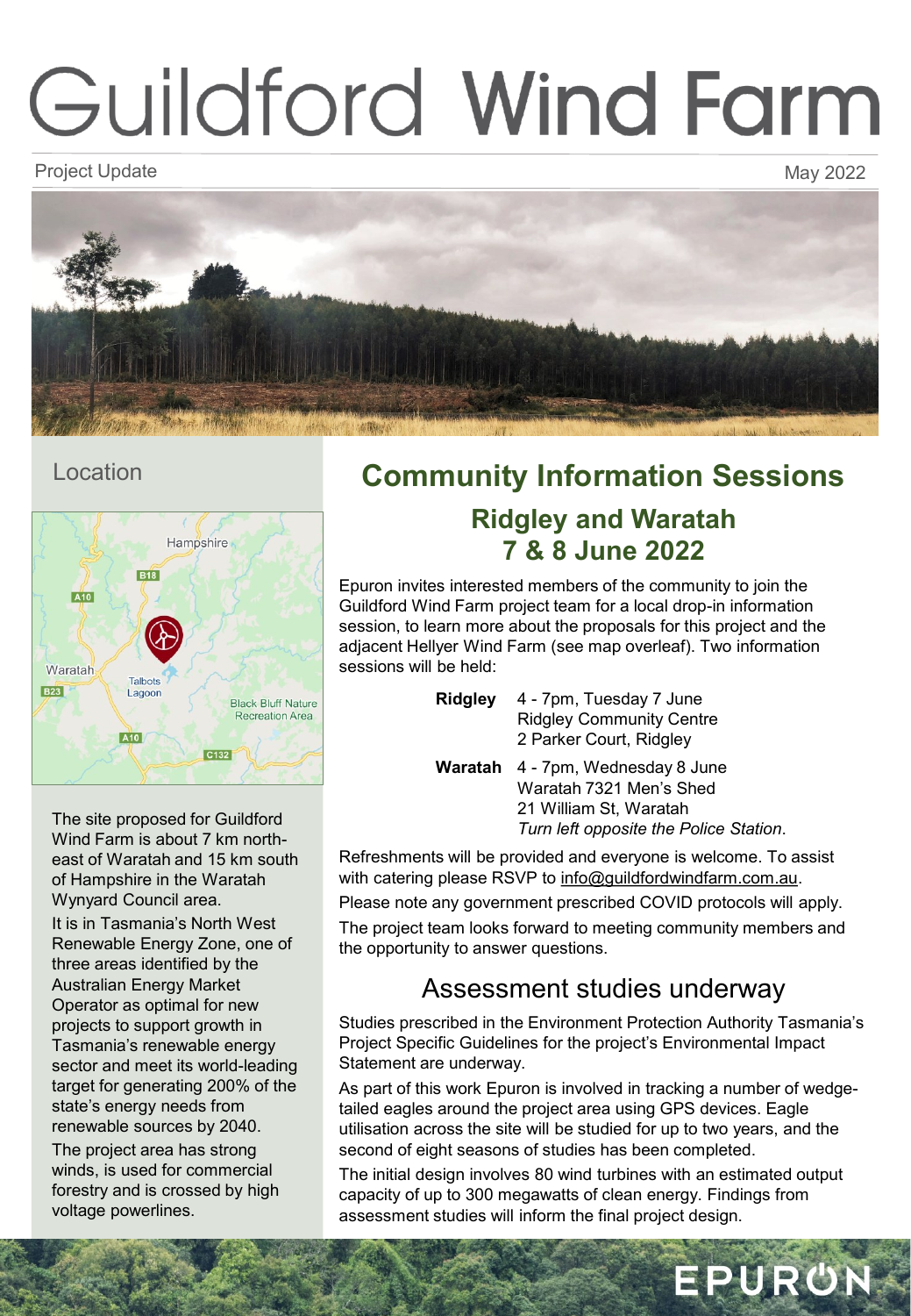# Guildford Wind Farm

Project Update

May 2022

## Location

The site proposed for Guildford Wind Farm is about 7 km north-east of Waratah and 15 km south of Hampshire in the Waratah Wynyard Council area.

It is in Tasmania's North West Renewable Energy Zone, one of three areas identified by the Australian Energy Market Operator as optimal for new projects to support growth in Tasmania's renewable energy sector and meet its world-leading target for generating 200% of the state's energy needs from renewable sources by 2040.

The project area has strong winds, is used for commercial forestry and is crossed by high voltage powerlines.

## Community Information Sessions

### Ridgley and Waratah 7 & 8 June 2022

Epuron invites interested members of the community to join the Guildford Wind Farm project team for a local drop-in information session, to learn more about the proposals for this project and the adjacent Hellyer Wind Farm (see map overleaf). Two information sessions will be held:

**Ridgley** 4 - 7pm, Tuesday 7 June
Ridgley Community Centre
2 Parker Court, Ridgley

**Waratah** 4 - 7pm, Wednesday 8 June
Waratah 7321 Men's Shed
21 William St, Waratah
*Turn left opposite the Police Station*.

Refreshments will be provided and everyone is welcome. To assist with catering please RSVP to info@guildfordwindfarm.com.au.

Please note any government prescribed COVID protocols will apply.

The project team looks forward to meeting community members and the opportunity to answer questions.

## Assessment studies underway

Studies prescribed in the Environment Protection Authority Tasmania's Project Specific Guidelines for the project's Environmental Impact Statement are underway.

As part of this work Epuron is involved in tracking a number of wedge-tailed eagles around the project area using GPS devices. Eagle utilisation across the site will be studied for up to two years, and the second of eight seasons of studies has been completed.

The initial design involves 80 wind turbines with an estimated output capacity of up to 300 megawatts of clean energy. Findings from assessment studies will inform the final project design.

EPURON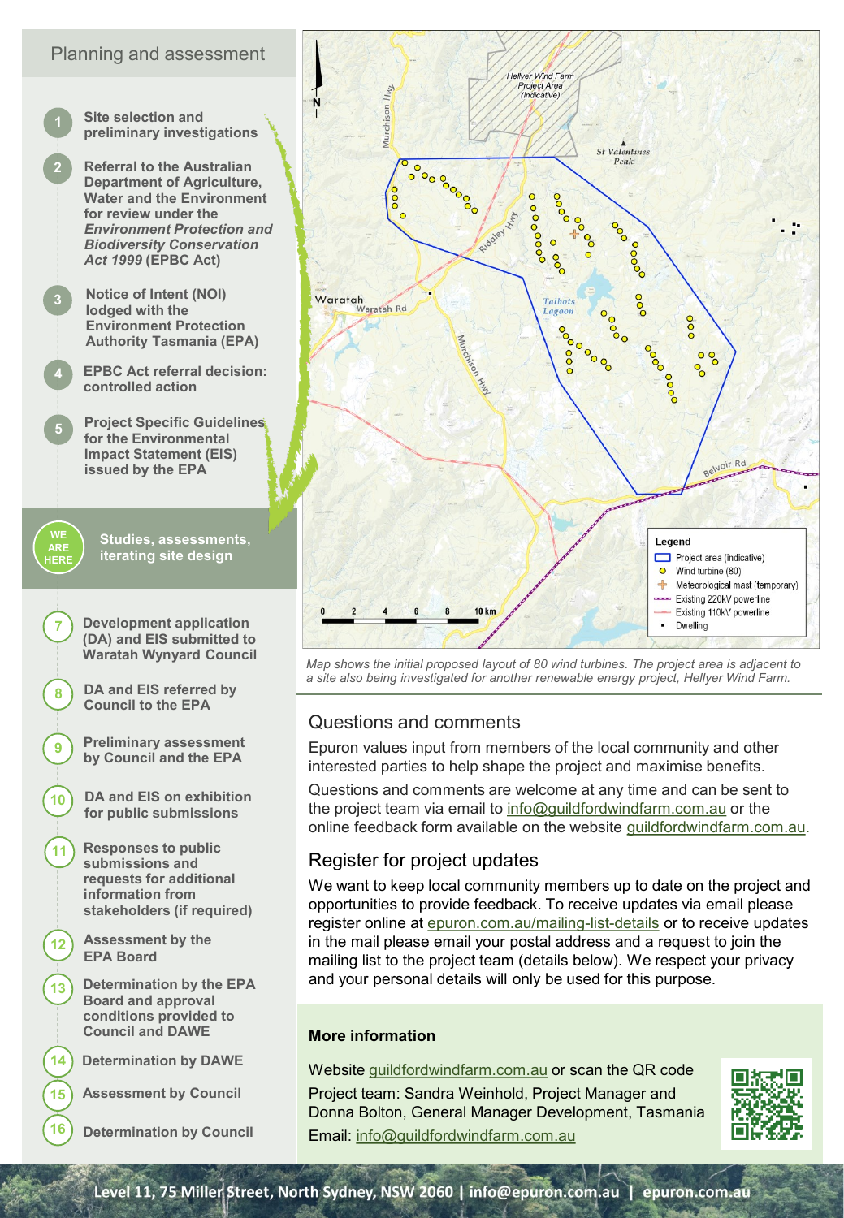## Planning and assessment

1. Site selection and preliminary investigations
2. Referral to the Australian Department of Agriculture, Water and the Environment for review under the *Environment Protection and Biodiversity Conservation Act 1999* (EPBC Act)
3. Notice of Intent (NOI) lodged with the Environment Protection Authority Tasmania (EPA)
4. EPBC Act referral decision: controlled action
5. Project Specific Guidelines for the Environmental Impact Statement (EIS) issued by the EPA

**WE ARE HERE** — Studies, assessments, iterating site design

7. Development application (DA) and EIS submitted to Waratah Wynyard Council
8. DA and EIS referred by Council to the EPA
9. Preliminary assessment by Council and the EPA
10. DA and EIS on exhibition for public submissions
11. Responses to public submissions and requests for additional information from stakeholders (if required)
12. Assessment by the EPA Board
13. Determination by the EPA Board and approval conditions provided to Council and DAWE
14. Determination by DAWE
15. Assessment by Council
16. Determination by Council

Hellyer Wind Farm Project Area (Indicative)
St Valentines Peak
Murchison Hwy
Ridgley Hwy
Waratah
Waratah Rd
Talbots Lagoon
Belvoir Rd
N
0 2 4 6 8 10 km

Legend
Project area (indicative)
Wind turbine (80)
Meteorological mast (temporary)
Existing 220kV powerline
Existing 110kV powerline
Dwelling

*Map shows the initial proposed layout of 80 wind turbines. The project area is adjacent to a site also being investigated for another renewable energy project, Hellyer Wind Farm.*

## Questions and comments

Epuron values input from members of the local community and other interested parties to help shape the project and maximise benefits.

Questions and comments are welcome at any time and can be sent to the project team via email to info@guildfordwindfarm.com.au or the online feedback form available on the website guildfordwindfarm.com.au.

## Register for project updates

We want to keep local community members up to date on the project and opportunities to provide feedback. To receive updates via email please register online at epuron.com.au/mailing-list-details or to receive updates in the mail please email your postal address and a request to join the mailing list to the project team (details below). We respect your privacy and your personal details will only be used for this purpose.

### More information

Website guildfordwindfarm.com.au or scan the QR code

Project team: Sandra Weinhold, Project Manager and Donna Bolton, General Manager Development, Tasmania

Email: info@guildfordwindfarm.com.au

Level 11, 75 Miller Street, North Sydney, NSW 2060 | info@epuron.com.au | epuron.com.au